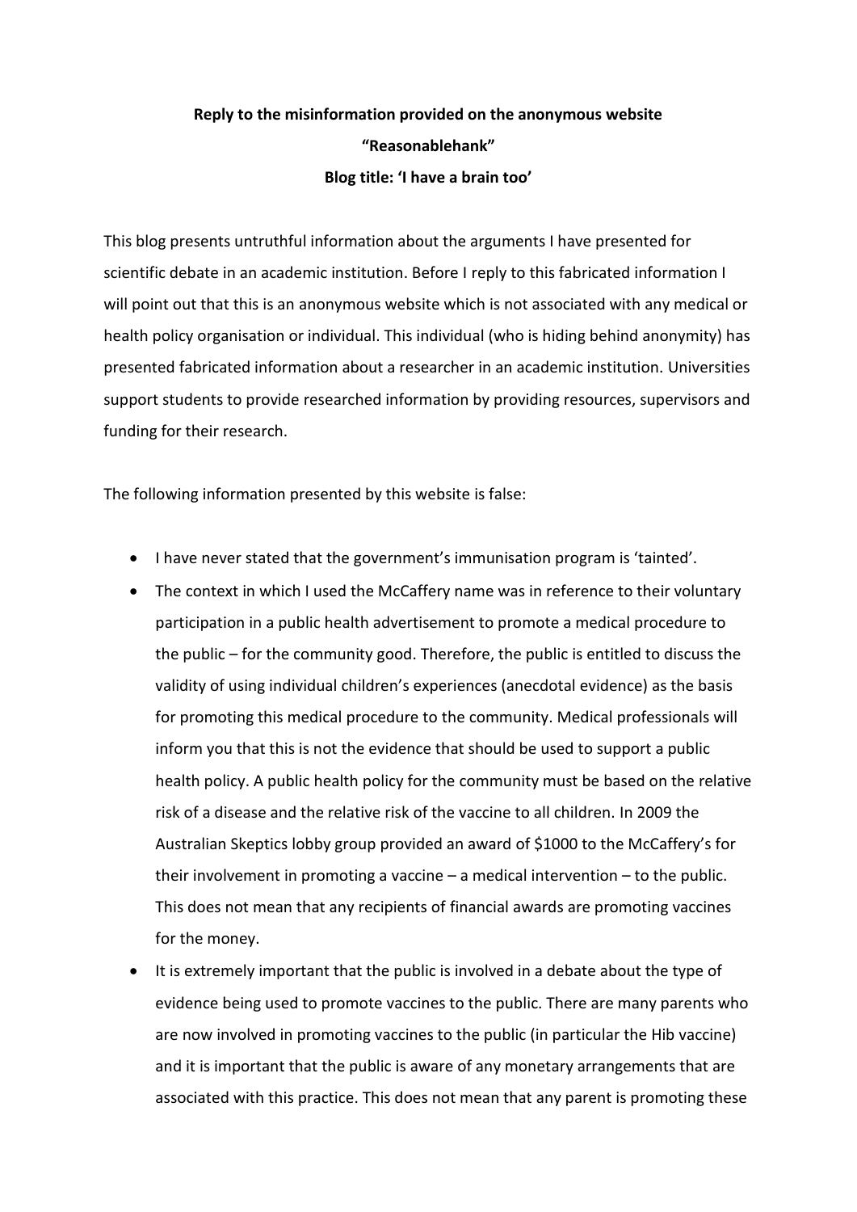**Reply to the misinformation provided on the anonymous website "Reasonablehank"**

**Blog title: 'I have a brain too'**

This blog presents untruthful information about the arguments I have presented for scientific debate in an academic institution. Before I reply to this fabricated information I will point out that this is an anonymous website which is not associated with any medical or health policy organisation or individual. This individual (who is hiding behind anonymity) has presented fabricated information about a researcher in an academic institution. Universities support students to provide researched information by providing resources, supervisors and funding for their research.

The following information presented by this website is false:

- I have never stated that the government's immunisation program is 'tainted'.
- The context in which I used the McCaffery name was in reference to their voluntary participation in a public health advertisement to promote a medical procedure to the public – for the community good. Therefore, the public is entitled to discuss the validity of using individual children's experiences (anecdotal evidence) as the basis for promoting this medical procedure to the community. Medical professionals will inform you that this is not the evidence that should be used to support a public health policy. A public health policy for the community must be based on the relative risk of a disease and the relative risk of the vaccine to all children. In 2009 the Australian Skeptics lobby group provided an award of $1000 to the McCaffery's for their involvement in promoting a vaccine – a medical intervention – to the public. This does not mean that any recipients of financial awards are promoting vaccines for the money.
- It is extremely important that the public is involved in a debate about the type of evidence being used to promote vaccines to the public. There are many parents who are now involved in promoting vaccines to the public (in particular the Hib vaccine) and it is important that the public is aware of any monetary arrangements that are associated with this practice. This does not mean that any parent is promoting these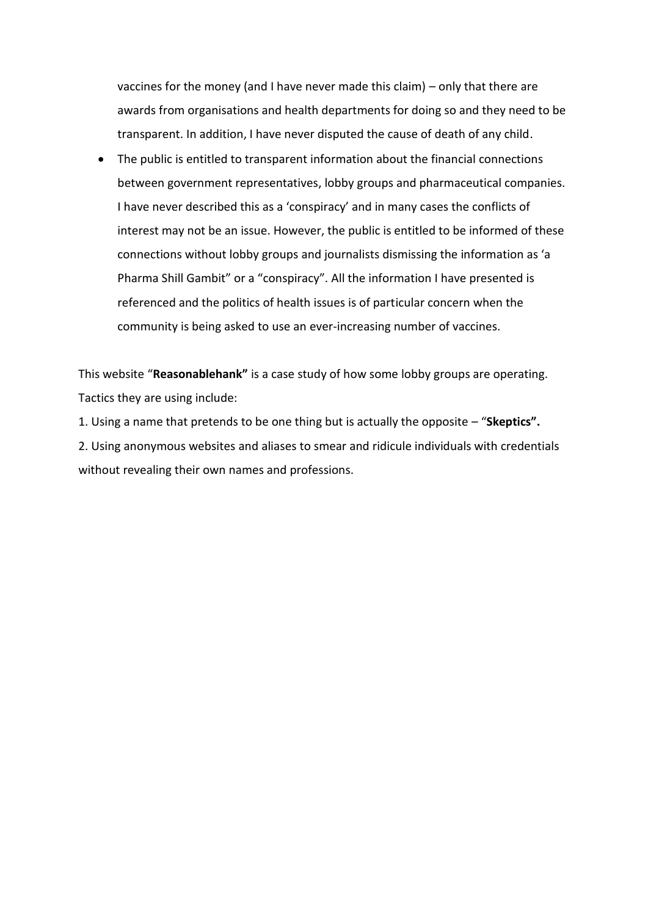vaccines for the money (and I have never made this claim) – only that there are awards from organisations and health departments for doing so and they need to be transparent. In addition, I have never disputed the cause of death of any child.

- The public is entitled to transparent information about the financial connections between government representatives, lobby groups and pharmaceutical companies. I have never described this as a 'conspiracy' and in many cases the conflicts of interest may not be an issue. However, the public is entitled to be informed of these connections without lobby groups and journalists dismissing the information as 'a Pharma Shill Gambit" or a "conspiracy". All the information I have presented is referenced and the politics of health issues is of particular concern when the community is being asked to use an ever-increasing number of vaccines.

This website "**Reasonablehank"** is a case study of how some lobby groups are operating. Tactics they are using include:

1. Using a name that pretends to be one thing but is actually the opposite – "**Skeptics".**

2. Using anonymous websites and aliases to smear and ridicule individuals with credentials without revealing their own names and professions.